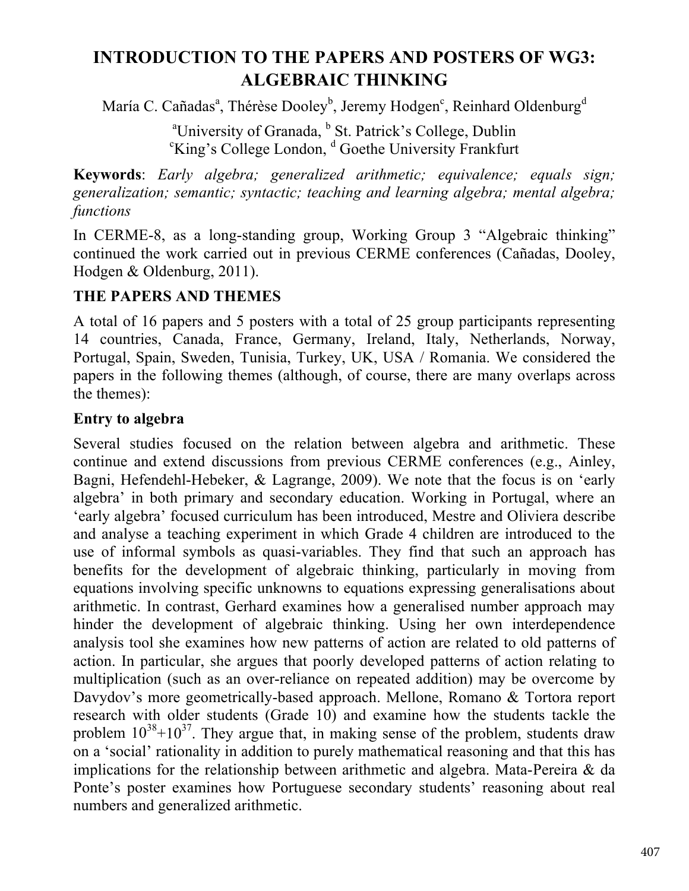# INTRODUCTION TO THE PAPERS AND POSTERS OF WG3: ALGEBRAIC THINKING

María C. Cañadas[a], Thérèse Dooley[b], Jeremy Hodgen[c], Reinhard Oldenburg[d]

[a]University of Granada, [b] St. Patrick's College, Dublin
[c]King's College London, [d] Goethe University Frankfurt

**Keywords**: *Early algebra; generalized arithmetic; equivalence; equals sign; generalization; semantic; syntactic; teaching and learning algebra; mental algebra; functions*

In CERME-8, as a long-standing group, Working Group 3 "Algebraic thinking" continued the work carried out in previous CERME conferences (Cañadas, Dooley, Hodgen & Oldenburg, 2011).

## THE PAPERS AND THEMES

A total of 16 papers and 5 posters with a total of 25 group participants representing 14 countries, Canada, France, Germany, Ireland, Italy, Netherlands, Norway, Portugal, Spain, Sweden, Tunisia, Turkey, UK, USA / Romania. We considered the papers in the following themes (although, of course, there are many overlaps across the themes):

### Entry to algebra

Several studies focused on the relation between algebra and arithmetic. These continue and extend discussions from previous CERME conferences (e.g., Ainley, Bagni, Hefendehl-Hebeker, & Lagrange, 2009). We note that the focus is on 'early algebra' in both primary and secondary education. Working in Portugal, where an 'early algebra' focused curriculum has been introduced, Mestre and Oliviera describe and analyse a teaching experiment in which Grade 4 children are introduced to the use of informal symbols as quasi-variables. They find that such an approach has benefits for the development of algebraic thinking, particularly in moving from equations involving specific unknowns to equations expressing generalisations about arithmetic. In contrast, Gerhard examines how a generalised number approach may hinder the development of algebraic thinking. Using her own interdependence analysis tool she examines how new patterns of action are related to old patterns of action. In particular, she argues that poorly developed patterns of action relating to multiplication (such as an over-reliance on repeated addition) may be overcome by Davydov's more geometrically-based approach. Mellone, Romano & Tortora report research with older students (Grade 10) and examine how the students tackle the problem $10^{38}+10^{37}$. They argue that, in making sense of the problem, students draw on a 'social' rationality in addition to purely mathematical reasoning and that this has implications for the relationship between arithmetic and algebra. Mata-Pereira & da Ponte's poster examines how Portuguese secondary students' reasoning about real numbers and generalized arithmetic.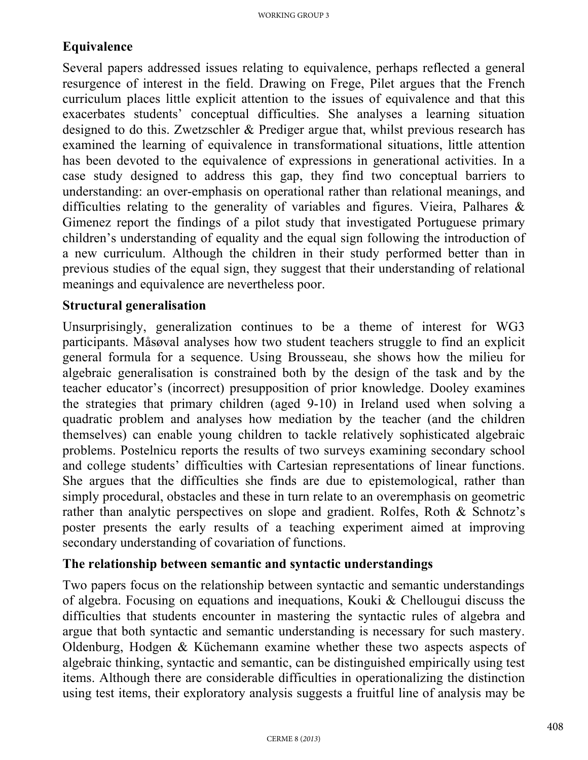## Equivalence

Several papers addressed issues relating to equivalence, perhaps reflected a general resurgence of interest in the field. Drawing on Frege, Pilet argues that the French curriculum places little explicit attention to the issues of equivalence and that this exacerbates students' conceptual difficulties. She analyses a learning situation designed to do this. Zwetzschler & Prediger argue that, whilst previous research has examined the learning of equivalence in transformational situations, little attention has been devoted to the equivalence of expressions in generational activities. In a case study designed to address this gap, they find two conceptual barriers to understanding: an over-emphasis on operational rather than relational meanings, and difficulties relating to the generality of variables and figures. Vieira, Palhares & Gimenez report the findings of a pilot study that investigated Portuguese primary children's understanding of equality and the equal sign following the introduction of a new curriculum. Although the children in their study performed better than in previous studies of the equal sign, they suggest that their understanding of relational meanings and equivalence are nevertheless poor.

## Structural generalisation

Unsurprisingly, generalization continues to be a theme of interest for WG3 participants. Måsøval analyses how two student teachers struggle to find an explicit general formula for a sequence. Using Brousseau, she shows how the milieu for algebraic generalisation is constrained both by the design of the task and by the teacher educator's (incorrect) presupposition of prior knowledge. Dooley examines the strategies that primary children (aged 9-10) in Ireland used when solving a quadratic problem and analyses how mediation by the teacher (and the children themselves) can enable young children to tackle relatively sophisticated algebraic problems. Postelnicu reports the results of two surveys examining secondary school and college students' difficulties with Cartesian representations of linear functions. She argues that the difficulties she finds are due to epistemological, rather than simply procedural, obstacles and these in turn relate to an overemphasis on geometric rather than analytic perspectives on slope and gradient. Rolfes, Roth & Schnotz's poster presents the early results of a teaching experiment aimed at improving secondary understanding of covariation of functions.

## The relationship between semantic and syntactic understandings

Two papers focus on the relationship between syntactic and semantic understandings of algebra. Focusing on equations and inequations, Kouki & Chellougui discuss the difficulties that students encounter in mastering the syntactic rules of algebra and argue that both syntactic and semantic understanding is necessary for such mastery. Oldenburg, Hodgen & Küchemann examine whether these two aspects aspects of algebraic thinking, syntactic and semantic, can be distinguished empirically using test items. Although there are considerable difficulties in operationalizing the distinction using test items, their exploratory analysis suggests a fruitful line of analysis may be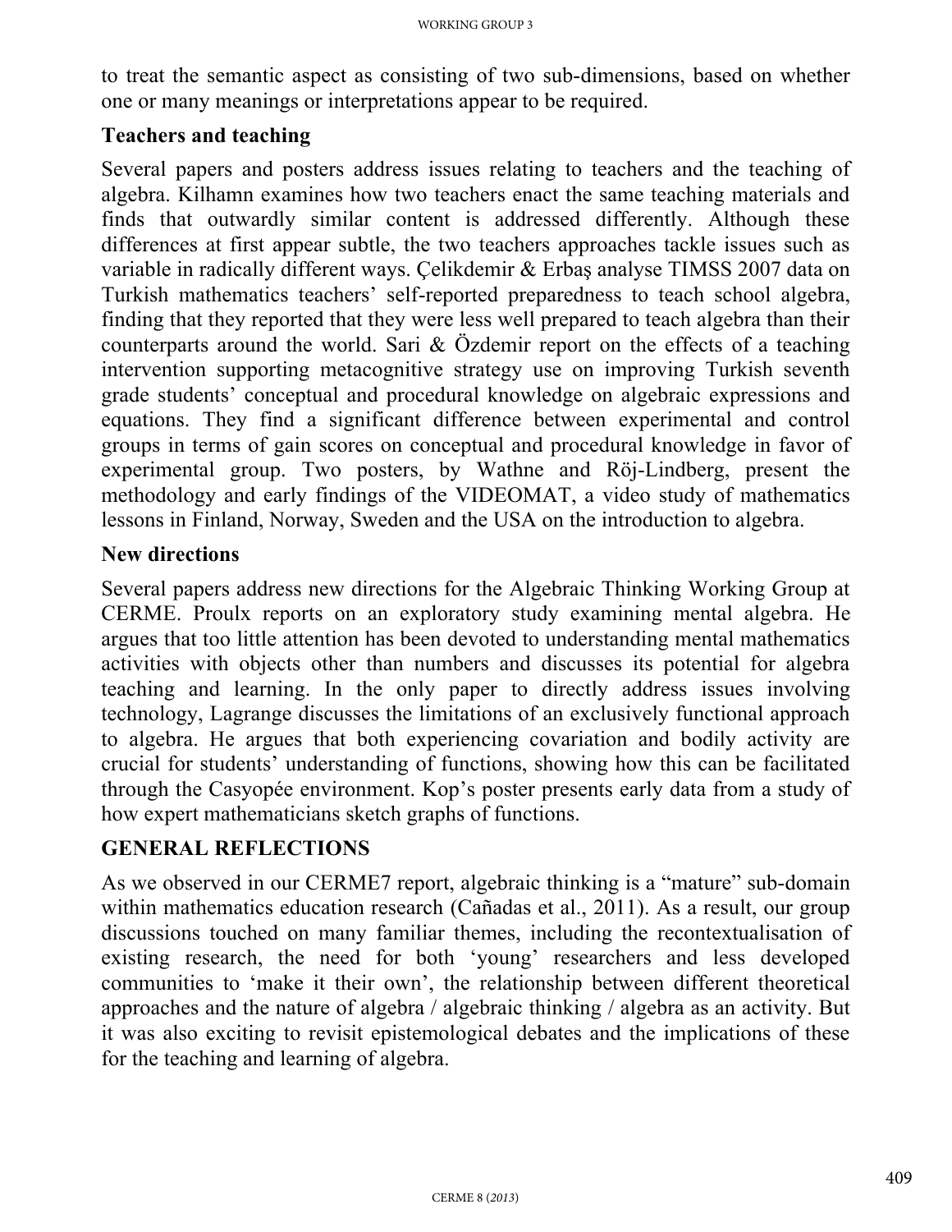to treat the semantic aspect as consisting of two sub-dimensions, based on whether one or many meanings or interpretations appear to be required.

## Teachers and teaching

Several papers and posters address issues relating to teachers and the teaching of algebra. Kilhamn examines how two teachers enact the same teaching materials and finds that outwardly similar content is addressed differently. Although these differences at first appear subtle, the two teachers approaches tackle issues such as variable in radically different ways. Çelikdemir & Erbaş analyse TIMSS 2007 data on Turkish mathematics teachers' self-reported preparedness to teach school algebra, finding that they reported that they were less well prepared to teach algebra than their counterparts around the world. Sari & Özdemir report on the effects of a teaching intervention supporting metacognitive strategy use on improving Turkish seventh grade students' conceptual and procedural knowledge on algebraic expressions and equations. They find a significant difference between experimental and control groups in terms of gain scores on conceptual and procedural knowledge in favor of experimental group. Two posters, by Wathne and Röj-Lindberg, present the methodology and early findings of the VIDEOMAT, a video study of mathematics lessons in Finland, Norway, Sweden and the USA on the introduction to algebra.

## New directions

Several papers address new directions for the Algebraic Thinking Working Group at CERME. Proulx reports on an exploratory study examining mental algebra. He argues that too little attention has been devoted to understanding mental mathematics activities with objects other than numbers and discusses its potential for algebra teaching and learning. In the only paper to directly address issues involving technology, Lagrange discusses the limitations of an exclusively functional approach to algebra. He argues that both experiencing covariation and bodily activity are crucial for students' understanding of functions, showing how this can be facilitated through the Casyopée environment. Kop's poster presents early data from a study of how expert mathematicians sketch graphs of functions.

# GENERAL REFLECTIONS

As we observed in our CERME7 report, algebraic thinking is a "mature" sub-domain within mathematics education research (Cañadas et al., 2011). As a result, our group discussions touched on many familiar themes, including the recontextualisation of existing research, the need for both 'young' researchers and less developed communities to 'make it their own', the relationship between different theoretical approaches and the nature of algebra / algebraic thinking / algebra as an activity. But it was also exciting to revisit epistemological debates and the implications of these for the teaching and learning of algebra.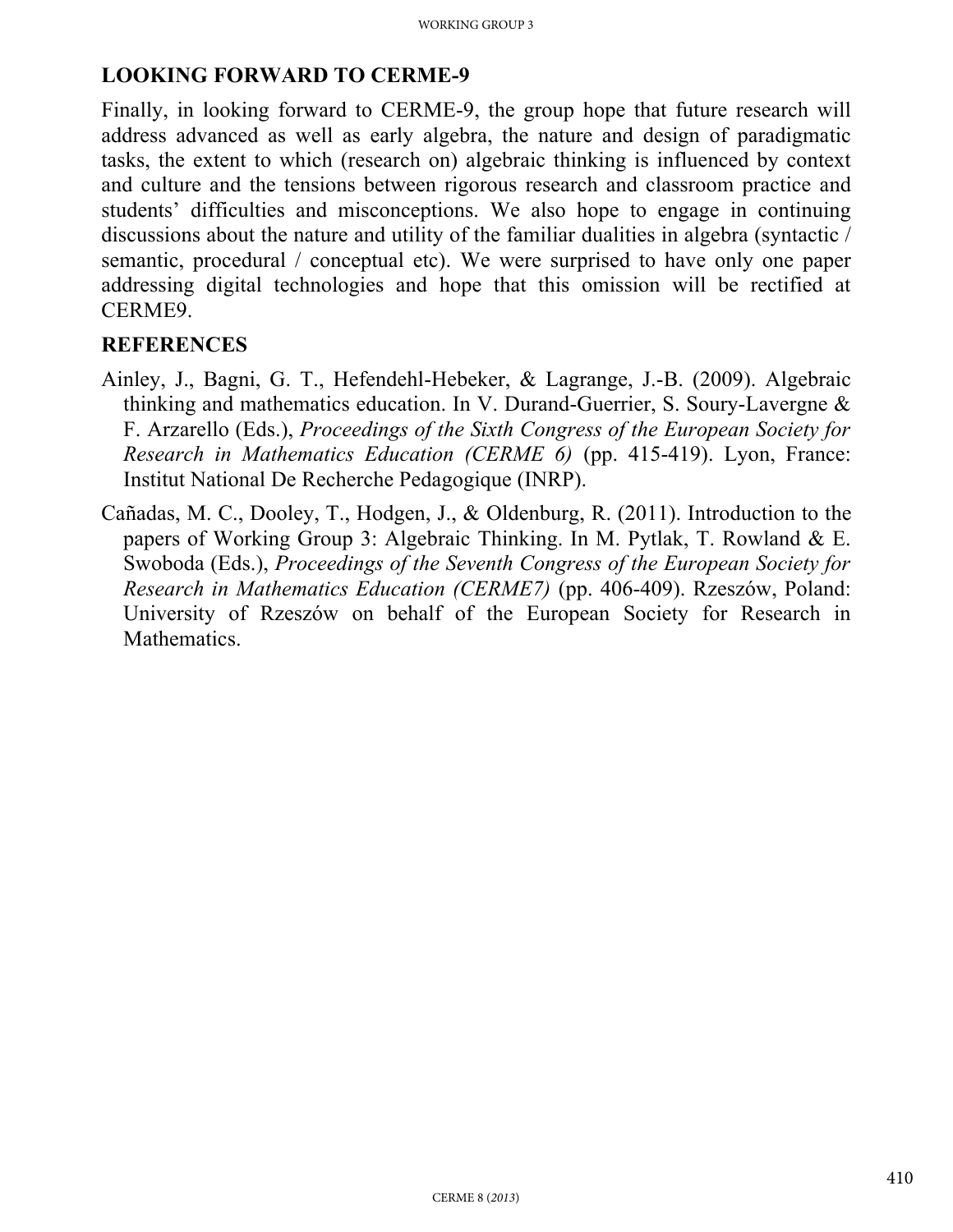## LOOKING FORWARD TO CERME-9

Finally, in looking forward to CERME-9, the group hope that future research will address advanced as well as early algebra, the nature and design of paradigmatic tasks, the extent to which (research on) algebraic thinking is influenced by context and culture and the tensions between rigorous research and classroom practice and students' difficulties and misconceptions. We also hope to engage in continuing discussions about the nature and utility of the familiar dualities in algebra (syntactic / semantic, procedural / conceptual etc). We were surprised to have only one paper addressing digital technologies and hope that this omission will be rectified at CERME9.

## REFERENCES

Ainley, J., Bagni, G. T., Hefendehl-Hebeker, & Lagrange, J.-B. (2009). Algebraic thinking and mathematics education. In V. Durand-Guerrier, S. Soury-Lavergne & F. Arzarello (Eds.), *Proceedings of the Sixth Congress of the European Society for Research in Mathematics Education (CERME 6)* (pp. 415-419). Lyon, France: Institut National De Recherche Pedagogique (INRP).

Cañadas, M. C., Dooley, T., Hodgen, J., & Oldenburg, R. (2011). Introduction to the papers of Working Group 3: Algebraic Thinking. In M. Pytlak, T. Rowland & E. Swoboda (Eds.), *Proceedings of the Seventh Congress of the European Society for Research in Mathematics Education (CERME7)* (pp. 406-409). Rzeszów, Poland: University of Rzeszów on behalf of the European Society for Research in Mathematics.